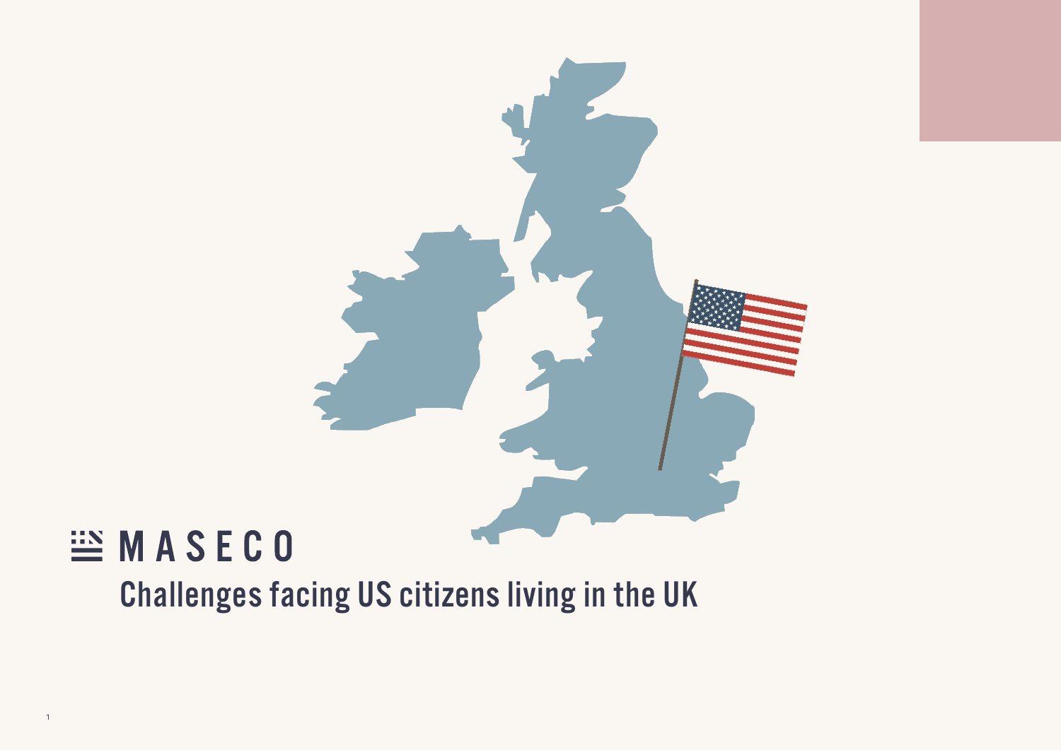MASECO

# Challenges facing US citizens living in the UK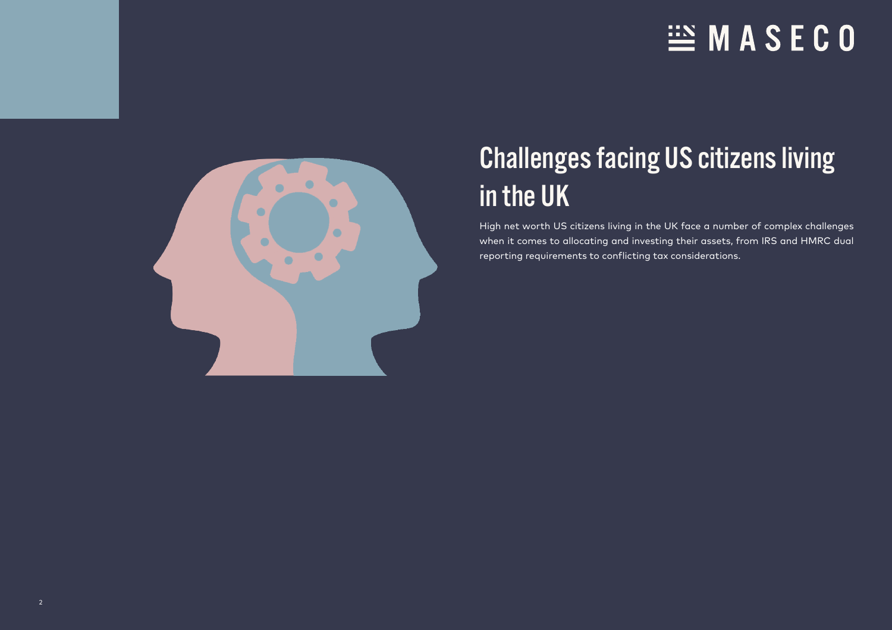# Challenges facing US citizens living in the UK

High net worth US citizens living in the UK face a number of complex challenges when it comes to allocating and investing their assets, from IRS and HMRC dual reporting requirements to conflicting tax considerations.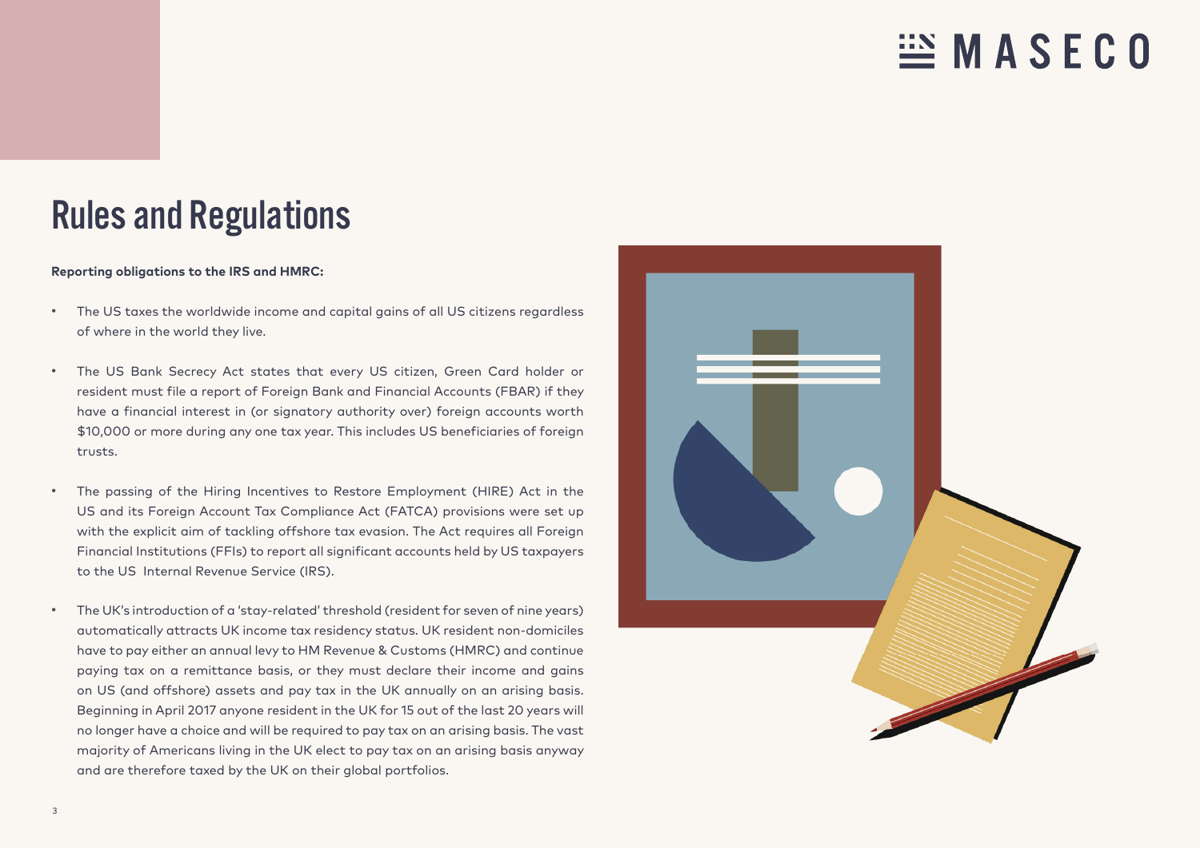# Rules and Regulations

**Reporting obligations to the IRS and HMRC:**

- The US taxes the worldwide income and capital gains of all US citizens regardless of where in the world they live.
- The US Bank Secrecy Act states that every US citizen, Green Card holder or resident must file a report of Foreign Bank and Financial Accounts (FBAR) if they have a financial interest in (or signatory authority over) foreign accounts worth $10,000 or more during any one tax year. This includes US beneficiaries of foreign trusts.
- The passing of the Hiring Incentives to Restore Employment (HIRE) Act in the US and its Foreign Account Tax Compliance Act (FATCA) provisions were set up with the explicit aim of tackling offshore tax evasion. The Act requires all Foreign Financial Institutions (FFIs) to report all significant accounts held by US taxpayers to the US Internal Revenue Service (IRS).
- The UK's introduction of a 'stay-related' threshold (resident for seven of nine years) automatically attracts UK income tax residency status. UK resident non-domiciles have to pay either an annual levy to HM Revenue & Customs (HMRC) and continue paying tax on a remittance basis, or they must declare their income and gains on US (and offshore) assets and pay tax in the UK annually on an arising basis. Beginning in April 2017 anyone resident in the UK for 15 out of the last 20 years will no longer have a choice and will be required to pay tax on an arising basis. The vast majority of Americans living in the UK elect to pay tax on an arising basis anyway and are therefore taxed by the UK on their global portfolios.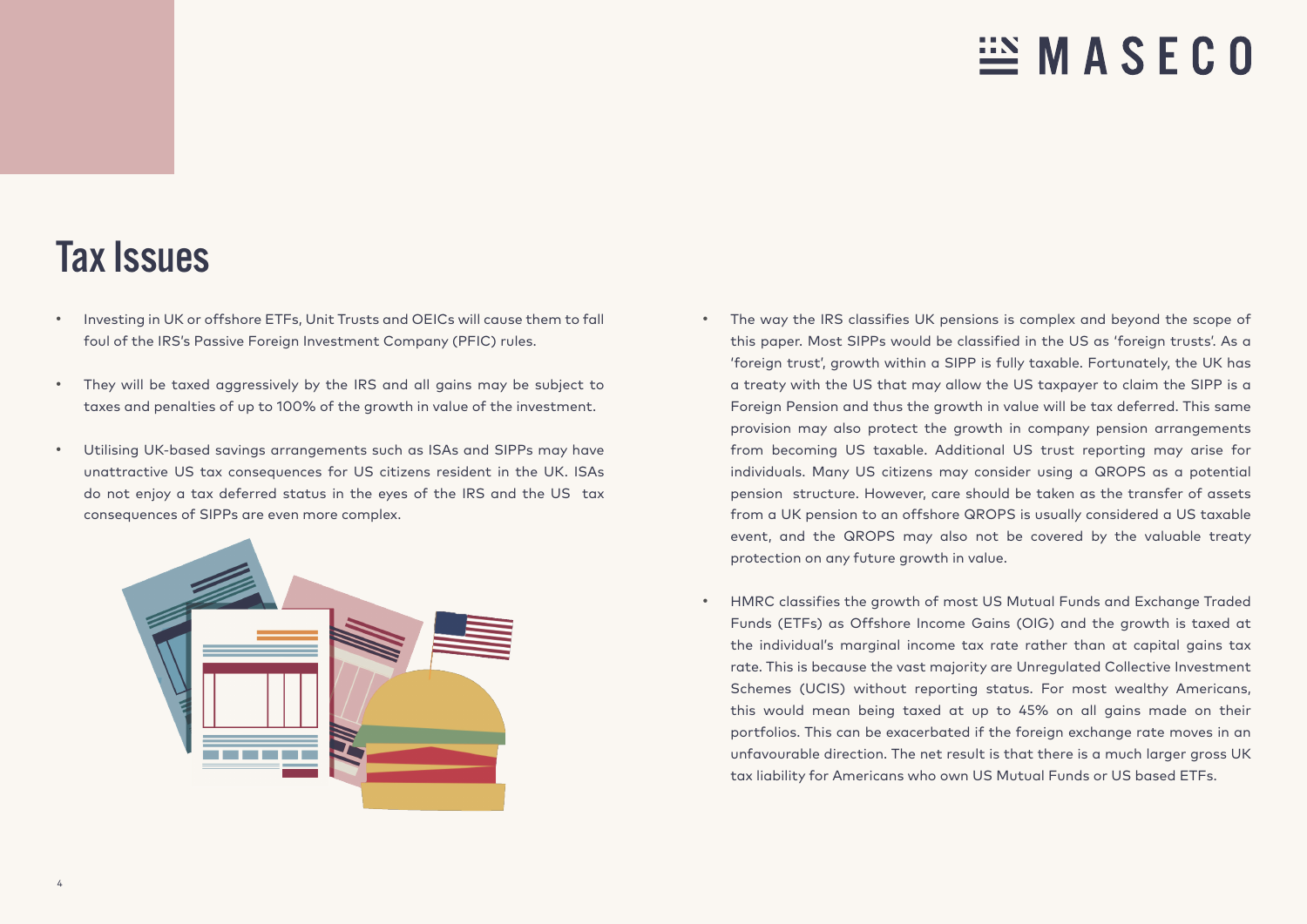## Tax Issues

- Investing in UK or offshore ETFs, Unit Trusts and OEICs will cause them to fall foul of the IRS's Passive Foreign Investment Company (PFIC) rules.

- They will be taxed aggressively by the IRS and all gains may be subject to taxes and penalties of up to 100% of the growth in value of the investment.

- Utilising UK-based savings arrangements such as ISAs and SIPPs may have unattractive US tax consequences for US citizens resident in the UK. ISAs do not enjoy a tax deferred status in the eyes of the IRS and the US tax consequences of SIPPs are even more complex.

- The way the IRS classifies UK pensions is complex and beyond the scope of this paper. Most SIPPs would be classified in the US as 'foreign trusts'. As a 'foreign trust', growth within a SIPP is fully taxable. Fortunately, the UK has a treaty with the US that may allow the US taxpayer to claim the SIPP is a Foreign Pension and thus the growth in value will be tax deferred. This same provision may also protect the growth in company pension arrangements from becoming US taxable. Additional US trust reporting may arise for individuals. Many US citizens may consider using a QROPS as a potential pension structure. However, care should be taken as the transfer of assets from a UK pension to an offshore QROPS is usually considered a US taxable event, and the QROPS may also not be covered by the valuable treaty protection on any future growth in value.

- HMRC classifies the growth of most US Mutual Funds and Exchange Traded Funds (ETFs) as Offshore Income Gains (OIG) and the growth is taxed at the individual's marginal income tax rate rather than at capital gains tax rate. This is because the vast majority are Unregulated Collective Investment Schemes (UCIS) without reporting status. For most wealthy Americans, this would mean being taxed at up to 45% on all gains made on their portfolios. This can be exacerbated if the foreign exchange rate moves in an unfavourable direction. The net result is that there is a much larger gross UK tax liability for Americans who own US Mutual Funds or US based ETFs.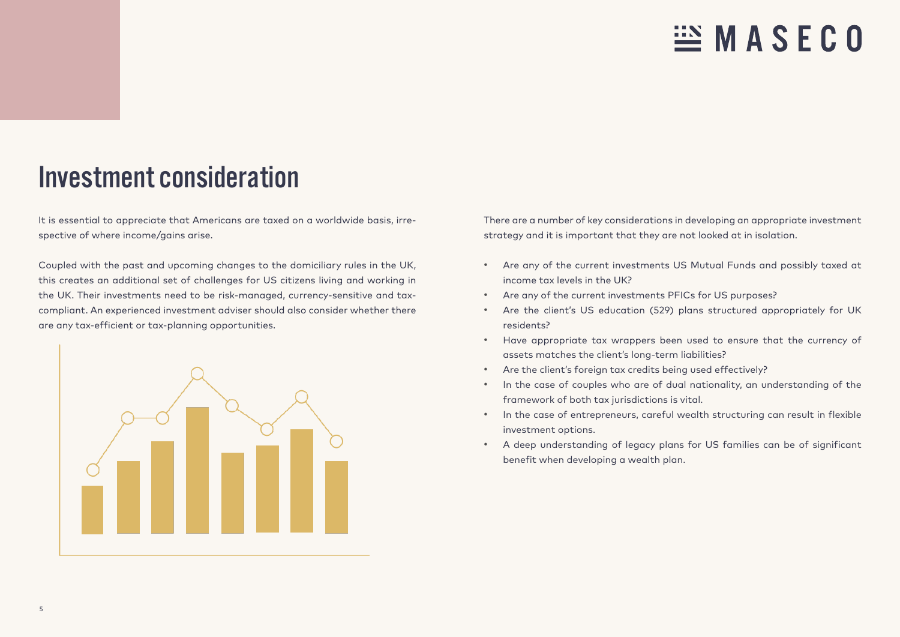# Investment consideration

It is essential to appreciate that Americans are taxed on a worldwide basis, irrespective of where income/gains arise.

Coupled with the past and upcoming changes to the domiciliary rules in the UK, this creates an additional set of challenges for US citizens living and working in the UK. Their investments need to be risk-managed, currency-sensitive and tax-compliant. An experienced investment adviser should also consider whether there are any tax-efficient or tax-planning opportunities.

There are a number of key considerations in developing an appropriate investment strategy and it is important that they are not looked at in isolation.

- Are any of the current investments US Mutual Funds and possibly taxed at income tax levels in the UK?
- Are any of the current investments PFICs for US purposes?
- Are the client's US education (529) plans structured appropriately for UK residents?
- Have appropriate tax wrappers been used to ensure that the currency of assets matches the client's long-term liabilities?
- Are the client's foreign tax credits being used effectively?
- In the case of couples who are of dual nationality, an understanding of the framework of both tax jurisdictions is vital.
- In the case of entrepreneurs, careful wealth structuring can result in flexible investment options.
- A deep understanding of legacy plans for US families can be of significant benefit when developing a wealth plan.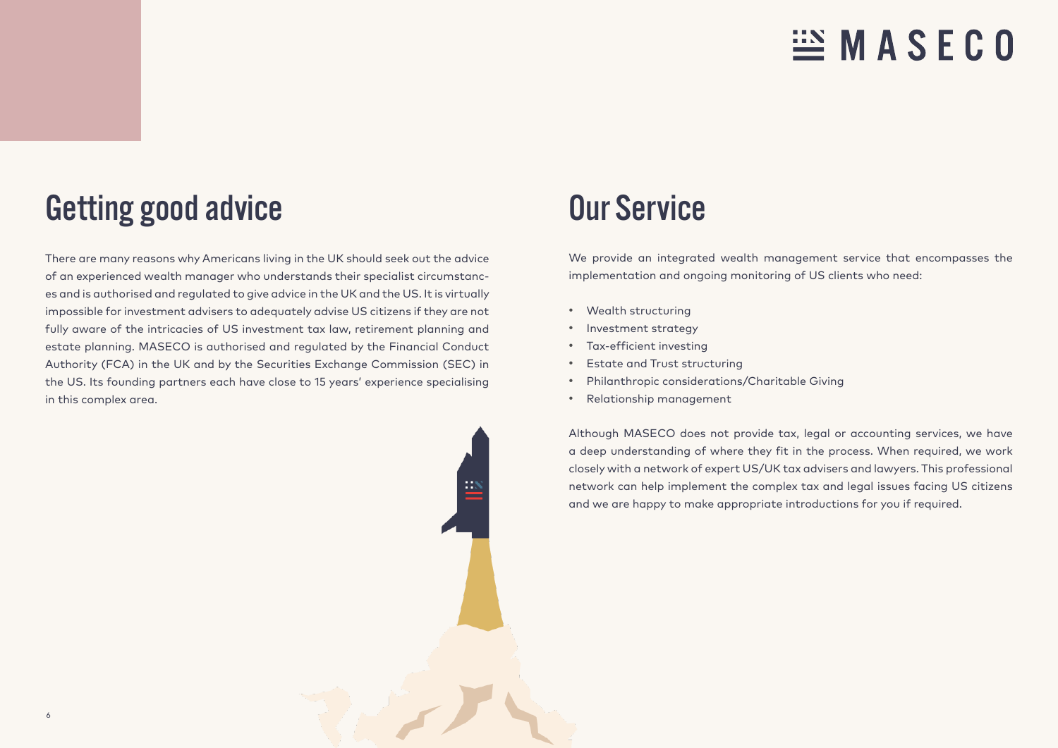## Getting good advice

There are many reasons why Americans living in the UK should seek out the advice of an experienced wealth manager who understands their specialist circumstances and is authorised and regulated to give advice in the UK and the US. It is virtually impossible for investment advisers to adequately advise US citizens if they are not fully aware of the intricacies of US investment tax law, retirement planning and estate planning. MASECO is authorised and regulated by the Financial Conduct Authority (FCA) in the UK and by the Securities Exchange Commission (SEC) in the US. Its founding partners each have close to 15 years' experience specialising in this complex area.

## Our Service

We provide an integrated wealth management service that encompasses the implementation and ongoing monitoring of US clients who need:

- Wealth structuring
- Investment strategy
- Tax-efficient investing
- Estate and Trust structuring
- Philanthropic considerations/Charitable Giving
- Relationship management

Although MASECO does not provide tax, legal or accounting services, we have a deep understanding of where they fit in the process. When required, we work closely with a network of expert US/UK tax advisers and lawyers. This professional network can help implement the complex tax and legal issues facing US citizens and we are happy to make appropriate introductions for you if required.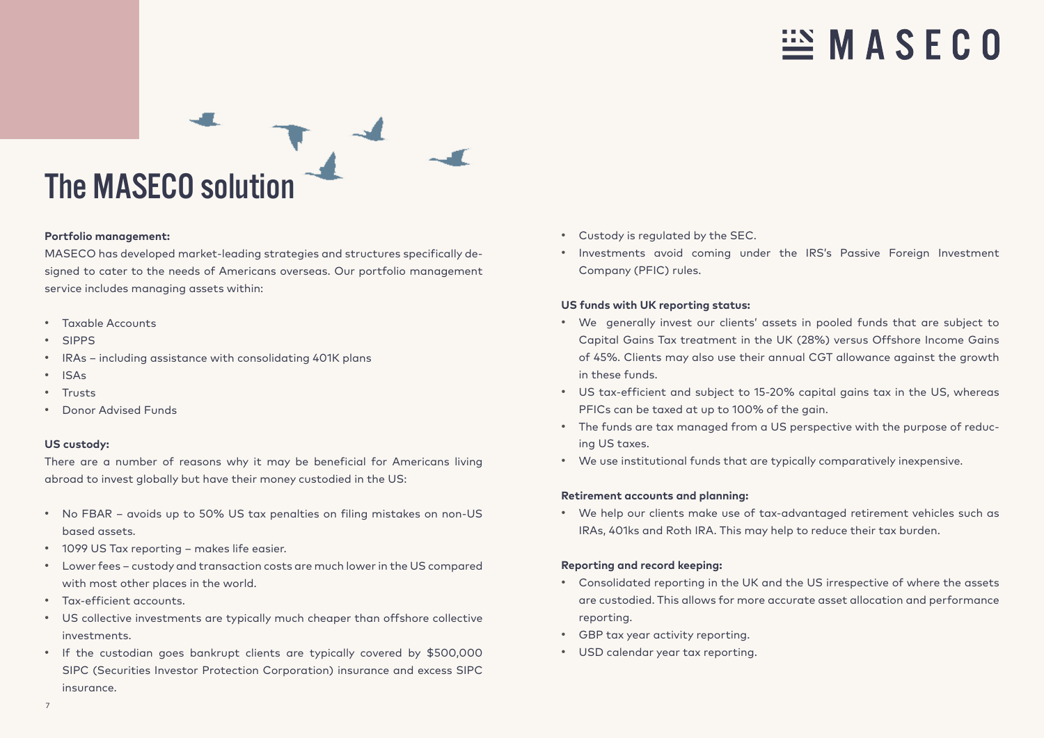# The MASECO solution

**Portfolio management:**

MASECO has developed market-leading strategies and structures specifically designed to cater to the needs of Americans overseas. Our portfolio management service includes managing assets within:

- Taxable Accounts
- SIPPS
- IRAs – including assistance with consolidating 401K plans
- ISAs
- Trusts
- Donor Advised Funds

**US custody:**

There are a number of reasons why it may be beneficial for Americans living abroad to invest globally but have their money custodied in the US:

- No FBAR – avoids up to 50% US tax penalties on filing mistakes on non-US based assets.
- 1099 US Tax reporting – makes life easier.
- Lower fees – custody and transaction costs are much lower in the US compared with most other places in the world.
- Tax-efficient accounts.
- US collective investments are typically much cheaper than offshore collective investments.
- If the custodian goes bankrupt clients are typically covered by $500,000 SIPC (Securities Investor Protection Corporation) insurance and excess SIPC insurance.
- Custody is regulated by the SEC.
- Investments avoid coming under the IRS's Passive Foreign Investment Company (PFIC) rules.

**US funds with UK reporting status:**

- We generally invest our clients' assets in pooled funds that are subject to Capital Gains Tax treatment in the UK (28%) versus Offshore Income Gains of 45%. Clients may also use their annual CGT allowance against the growth in these funds.
- US tax-efficient and subject to 15-20% capital gains tax in the US, whereas PFICs can be taxed at up to 100% of the gain.
- The funds are tax managed from a US perspective with the purpose of reducing US taxes.
- We use institutional funds that are typically comparatively inexpensive.

**Retirement accounts and planning:**

- We help our clients make use of tax-advantaged retirement vehicles such as IRAs, 401ks and Roth IRA. This may help to reduce their tax burden.

**Reporting and record keeping:**

- Consolidated reporting in the UK and the US irrespective of where the assets are custodied. This allows for more accurate asset allocation and performance reporting.
- GBP tax year activity reporting.
- USD calendar year tax reporting.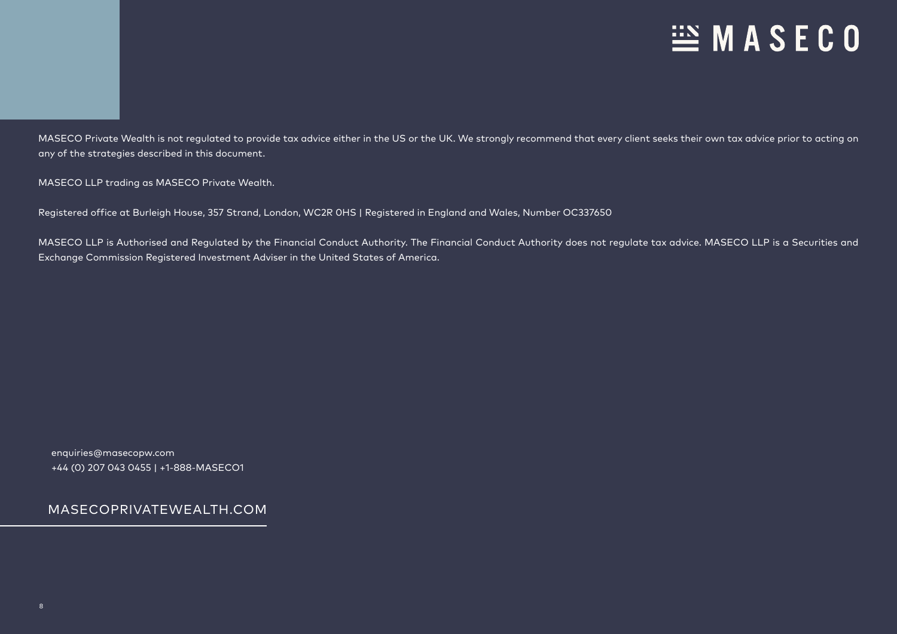MASECO Private Wealth is not regulated to provide tax advice either in the US or the UK. We strongly recommend that every client seeks their own tax advice prior to acting on any of the strategies described in this document.

MASECO LLP trading as MASECO Private Wealth.

Registered office at Burleigh House, 357 Strand, London, WC2R 0HS | Registered in England and Wales, Number OC337650

MASECO LLP is Authorised and Regulated by the Financial Conduct Authority. The Financial Conduct Authority does not regulate tax advice. MASECO LLP is a Securities and Exchange Commission Registered Investment Adviser in the United States of America.

enquiries@masecopw.com
+44 (0) 207 043 0455 | +1-888-MASECO1

MASECOPRIVATEWEALTH.COM